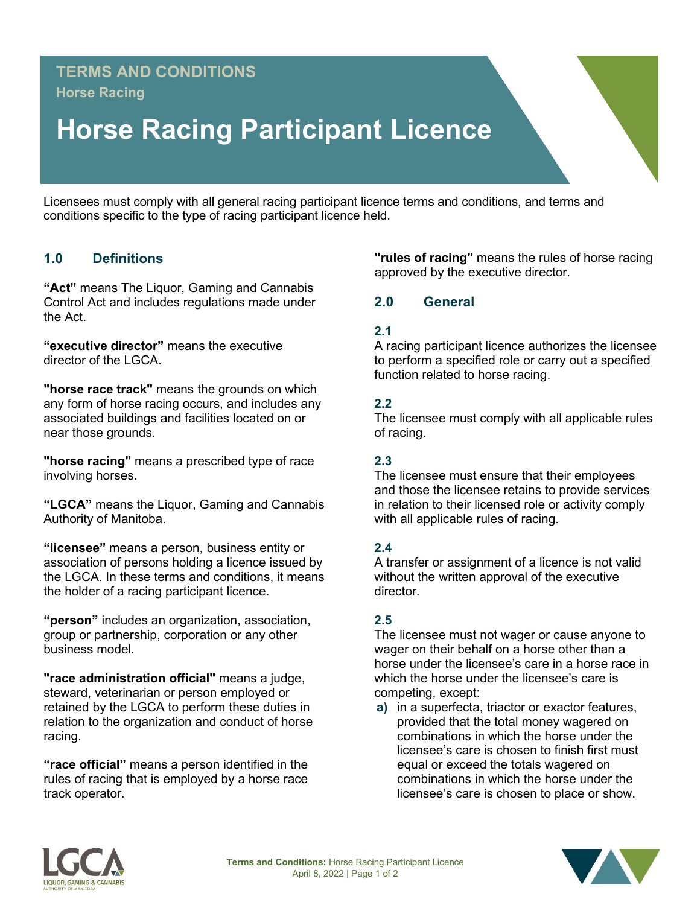**TERMS AND CONDITIONS**
**Horse Racing**

# Horse Racing Participant Licence

Licensees must comply with all general racing participant licence terms and conditions, and terms and conditions specific to the type of racing participant licence held.

## 1.0 Definitions

**“Act”** means The Liquor, Gaming and Cannabis Control Act and includes regulations made under the Act.

**“executive director”** means the executive director of the LGCA.

**"horse race track"** means the grounds on which any form of horse racing occurs, and includes any associated buildings and facilities located on or near those grounds.

**"horse racing"** means a prescribed type of race involving horses.

**“LGCA”** means the Liquor, Gaming and Cannabis Authority of Manitoba.

**“licensee”** means a person, business entity or association of persons holding a licence issued by the LGCA. In these terms and conditions, it means the holder of a racing participant licence.

**“person”** includes an organization, association, group or partnership, corporation or any other business model.

**"race administration official"** means a judge, steward, veterinarian or person employed or retained by the LGCA to perform these duties in relation to the organization and conduct of horse racing.

**“race official”** means a person identified in the rules of racing that is employed by a horse race track operator.

**"rules of racing"** means the rules of horse racing approved by the executive director.

## 2.0 General

### 2.1

A racing participant licence authorizes the licensee to perform a specified role or carry out a specified function related to horse racing.

### 2.2

The licensee must comply with all applicable rules of racing.

### 2.3

The licensee must ensure that their employees and those the licensee retains to provide services in relation to their licensed role or activity comply with all applicable rules of racing.

### 2.4

A transfer or assignment of a licence is not valid without the written approval of the executive director.

### 2.5

The licensee must not wager or cause anyone to wager on their behalf on a horse other than a horse under the licensee’s care in a horse race in which the horse under the licensee’s care is competing, except:

**a)** in a superfecta, triactor or exactor features, provided that the total money wagered on combinations in which the horse under the licensee’s care is chosen to finish first must equal or exceed the totals wagered on combinations in which the horse under the licensee’s care is chosen to place or show.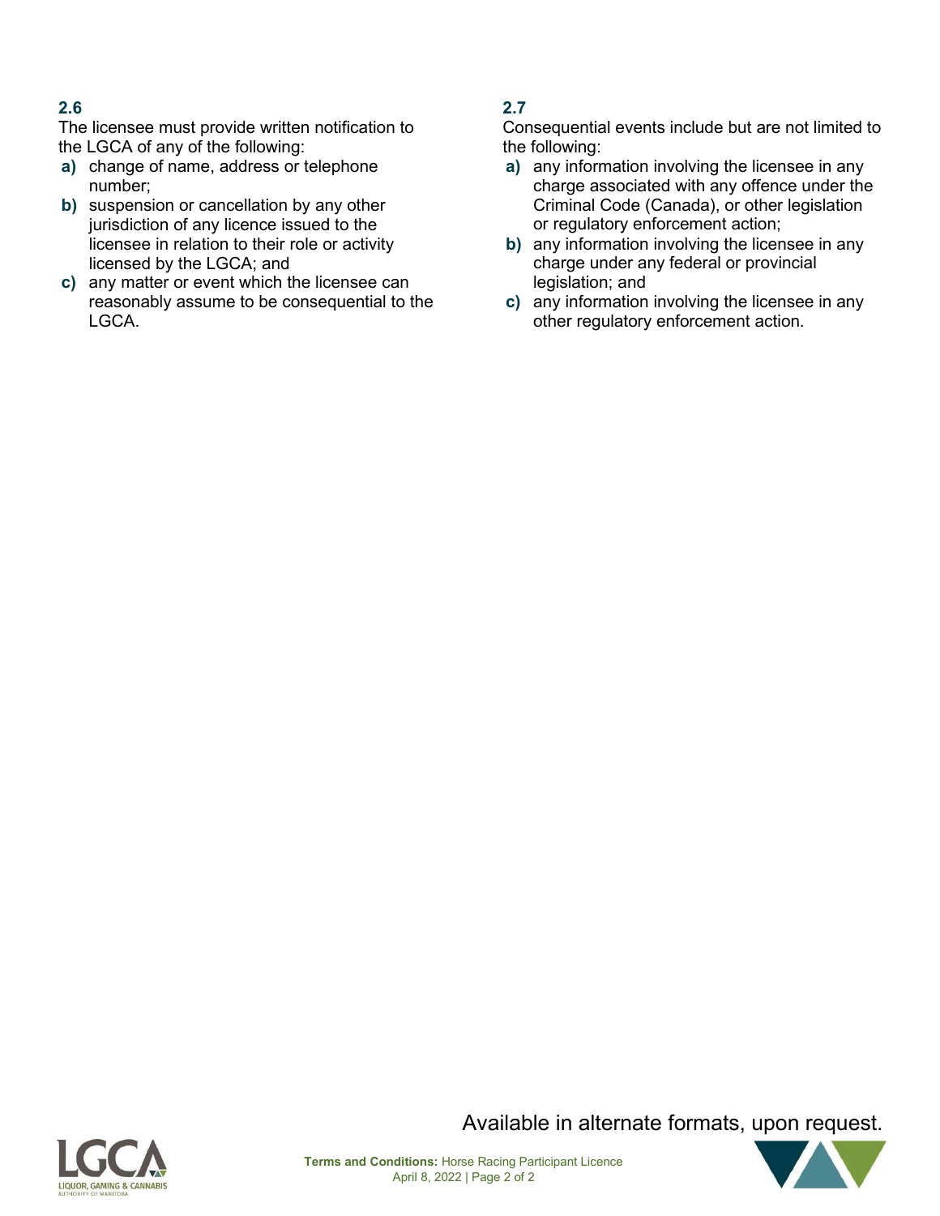### 2.6

The licensee must provide written notification to the LGCA of any of the following:

**a)** change of name, address or telephone number;

**b)** suspension or cancellation by any other jurisdiction of any licence issued to the licensee in relation to their role or activity licensed by the LGCA; and

**c)** any matter or event which the licensee can reasonably assume to be consequential to the LGCA.

### 2.7

Consequential events include but are not limited to the following:

**a)** any information involving the licensee in any charge associated with any offence under the Criminal Code (Canada), or other legislation or regulatory enforcement action;

**b)** any information involving the licensee in any charge under any federal or provincial legislation; and

**c)** any information involving the licensee in any other regulatory enforcement action.

Available in alternate formats, upon request.